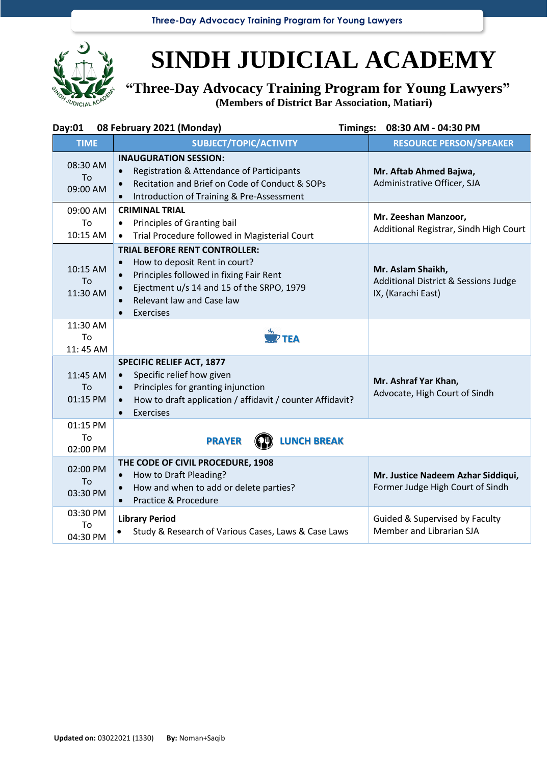# SINDH JUDICIAL ACADEMY

## "Three-Day Advocacy Training Program for Young Lawyers"

**(Members of District Bar Association, Matiari)**

**Day:01 08 February 2021 (Monday)** **Timings: 08:30 AM - 04:30 PM**

| TIME | SUBJECT/TOPIC/ACTIVITY | RESOURCE PERSON/SPEAKER |
|---|---|---|
| 08:30 AM To 09:00 AM | **INAUGURATION SESSION:** • Registration & Attendance of Participants • Recitation and Brief on Code of Conduct & SOPs • Introduction of Training & Pre-Assessment | **Mr. Aftab Ahmed Bajwa,** Administrative Officer, SJA |
| 09:00 AM To 10:15 AM | **CRIMINAL TRIAL** • Principles of Granting bail • Trial Procedure followed in Magisterial Court | **Mr. Zeeshan Manzoor,** Additional Registrar, Sindh High Court |
| 10:15 AM To 11:30 AM | **TRIAL BEFORE RENT CONTROLLER:** • How to deposit Rent in court? • Principles followed in fixing Fair Rent • Ejectment u/s 14 and 15 of the SRPO, 1979 • Relevant law and Case law • Exercises | **Mr. Aslam Shaikh,** Additional District & Sessions Judge IX, (Karachi East) |
| 11:30 AM To 11: 45 AM | TEA | |
| 11:45 AM To 01:15 PM | **SPECIFIC RELIEF ACT, 1877** • Specific relief how given • Principles for granting injunction • How to draft application / affidavit / counter Affidavit? • Exercises | **Mr. Ashraf Yar Khan,** Advocate, High Court of Sindh |
| 01:15 PM To 02:00 PM | PRAYER LUNCH BREAK | |
| 02:00 PM To 03:30 PM | **THE CODE OF CIVIL PROCEDURE, 1908** • How to Draft Pleading? • How and when to add or delete parties? • Practice & Procedure | **Mr. Justice Nadeem Azhar Siddiqui,** Former Judge High Court of Sindh |
| 03:30 PM To 04:30 PM | **Library Period** • Study & Research of Various Cases, Laws & Case Laws | Guided & Supervised by Faculty Member and Librarian SJA |

**Updated on:** 03022021 (1330) **By:** Noman+Saqib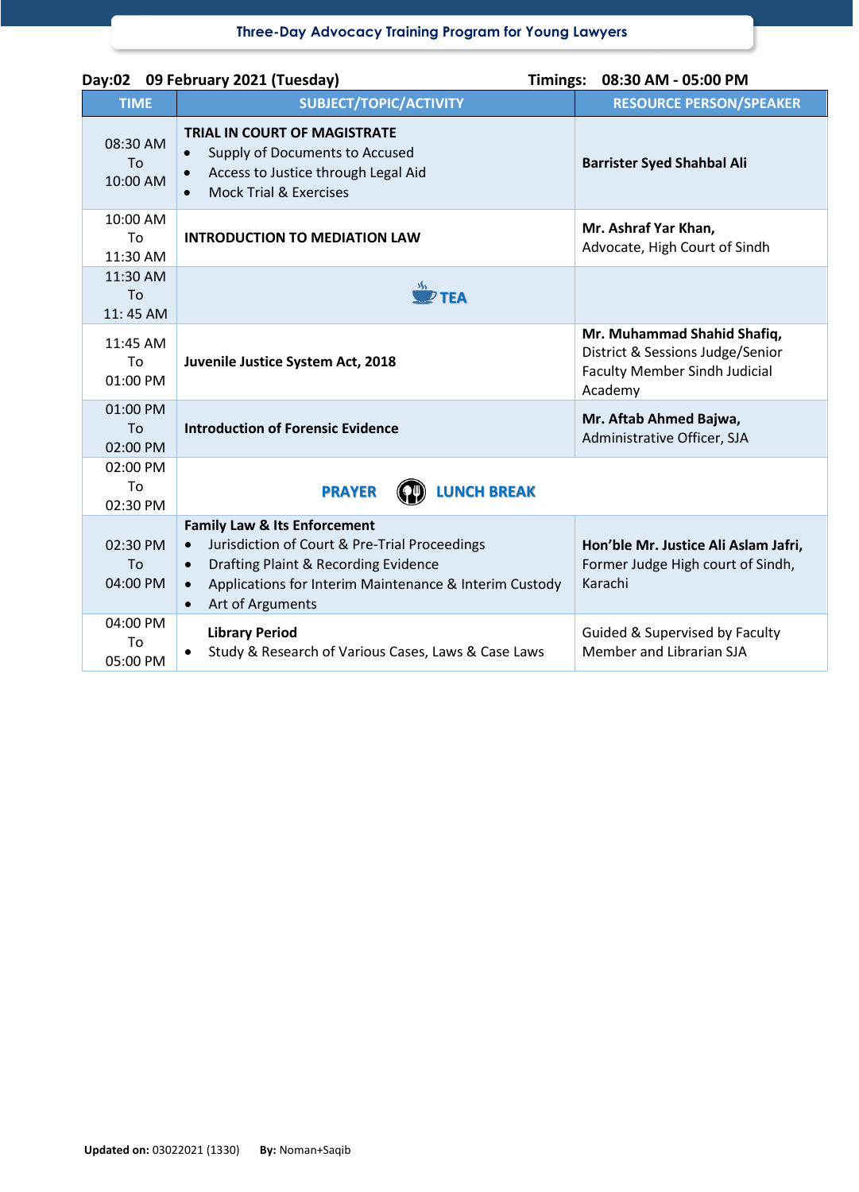Three-Day Advocacy Training Program for Young Lawyers

**Day:02 09 February 2021 (Tuesday)** **Timings: 08:30 AM - 05:00 PM**

| TIME | SUBJECT/TOPIC/ACTIVITY | RESOURCE PERSON/SPEAKER |
|---|---|---|
| 08:30 AM To 10:00 AM | **TRIAL IN COURT OF MAGISTRATE**<br>• Supply of Documents to Accused<br>• Access to Justice through Legal Aid<br>• Mock Trial & Exercises | **Barrister Syed Shahbal Ali** |
| 10:00 AM To 11:30 AM | **INTRODUCTION TO MEDIATION LAW** | **Mr. Ashraf Yar Khan,** Advocate, High Court of Sindh |
| 11:30 AM To 11: 45 AM | **TEA** | |
| 11:45 AM To 01:00 PM | **Juvenile Justice System Act, 2018** | **Mr. Muhammad Shahid Shafiq,** District & Sessions Judge/Senior Faculty Member Sindh Judicial Academy |
| 01:00 PM To 02:00 PM | **Introduction of Forensic Evidence** | **Mr. Aftab Ahmed Bajwa,** Administrative Officer, SJA |
| 02:00 PM To 02:30 PM | **PRAYER LUNCH BREAK** | |
| 02:30 PM To 04:00 PM | **Family Law & Its Enforcement**<br>• Jurisdiction of Court & Pre-Trial Proceedings<br>• Drafting Plaint & Recording Evidence<br>• Applications for Interim Maintenance & Interim Custody<br>• Art of Arguments | **Hon'ble Mr. Justice Ali Aslam Jafri,** Former Judge High court of Sindh, Karachi |
| 04:00 PM To 05:00 PM | **Library Period**<br>• Study & Research of Various Cases, Laws & Case Laws | Guided & Supervised by Faculty Member and Librarian SJA |

**Updated on:** 03022021 (1330) **By:** Noman+Saqib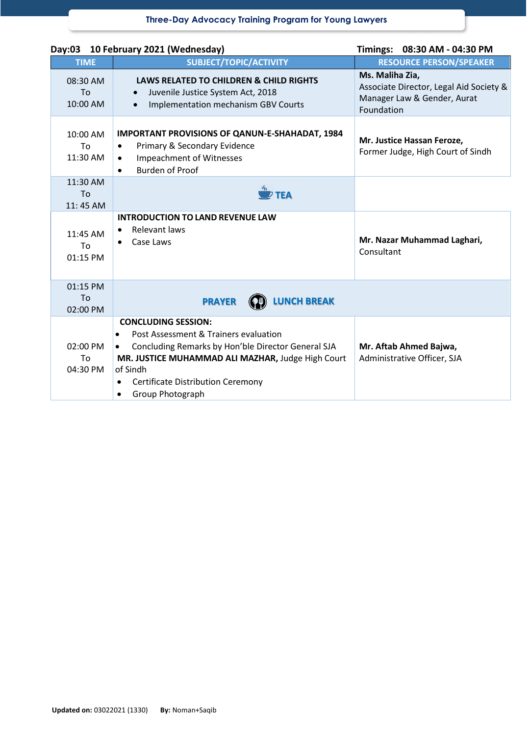Three-Day Advocacy Training Program for Young Lawyers

**Day:03 10 February 2021 (Wednesday)** **Timings: 08:30 AM - 04:30 PM**

| TIME | SUBJECT/TOPIC/ACTIVITY | RESOURCE PERSON/SPEAKER |
|---|---|---|
| 08:30 AM To 10:00 AM | **LAWS RELATED TO CHILDREN & CHILD RIGHTS**<br>• Juvenile Justice System Act, 2018<br>• Implementation mechanism GBV Courts | **Ms. Maliha Zia,**<br>Associate Director, Legal Aid Society & Manager Law & Gender, Aurat Foundation |
| 10:00 AM To 11:30 AM | **IMPORTANT PROVISIONS OF QANUN-E-SHAHADAT, 1984**<br>• Primary & Secondary Evidence<br>• Impeachment of Witnesses<br>• Burden of Proof | **Mr. Justice Hassan Feroze,**<br>Former Judge, High Court of Sindh |
| 11:30 AM To 11: 45 AM | **TEA** | |
| 11:45 AM To 01:15 PM | **INTRODUCTION TO LAND REVENUE LAW**<br>• Relevant laws<br>• Case Laws | **Mr. Nazar Muhammad Laghari,**<br>Consultant |
| 01:15 PM To 02:00 PM | **PRAYER LUNCH BREAK** | |
| 02:00 PM To 04:30 PM | **CONCLUDING SESSION:**<br>• Post Assessment & Trainers evaluation<br>• Concluding Remarks by Hon'ble Director General SJA **MR. JUSTICE MUHAMMAD ALI MAZHAR,** Judge High Court of Sindh<br>• Certificate Distribution Ceremony<br>• Group Photograph | **Mr. Aftab Ahmed Bajwa,**<br>Administrative Officer, SJA |

**Updated on:** 03022021 (1330) **By:** Noman+Saqib